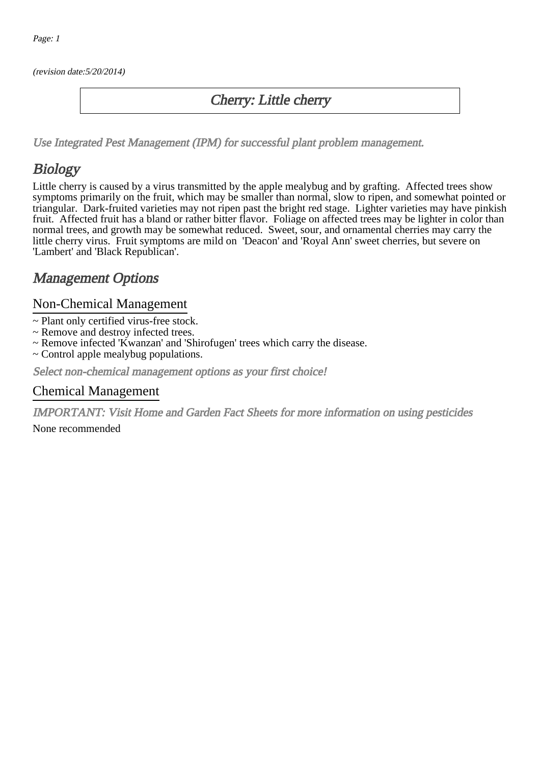*(revision date:5/20/2014)*

# Cherry: Little cherry

*Use Integrated Pest Management (IPM) for successful plant problem management.*

## Biology

Little cherry is caused by a virus transmitted by the apple mealybug and by grafting. Affected trees show symptoms primarily on the fruit, which may be smaller than normal, slow to ripen, and somewhat pointed or triangular. Dark-fruited varieties may not ripen past the bright red stage. Lighter varieties may have pinkish fruit. Affected fruit has a bland or rather bitter flavor. Foliage on affected trees may be lighter in color than normal trees, and growth may be somewhat reduced. Sweet, sour, and ornamental cherries may carry the little cherry virus. Fruit symptoms are mild on 'Deacon' and 'Royal Ann' sweet cherries, but severe on 'Lambert' and 'Black Republican'.

## Management Options

### Non-Chemical Management

~ Plant only certified virus-free stock.
~ Remove and destroy infected trees.
~ Remove infected 'Kwanzan' and 'Shirofugen' trees which carry the disease.
~ Control apple mealybug populations.

*Select non-chemical management options as your first choice!*

### Chemical Management

*IMPORTANT: Visit Home and Garden Fact Sheets for more information on using pesticides*

None recommended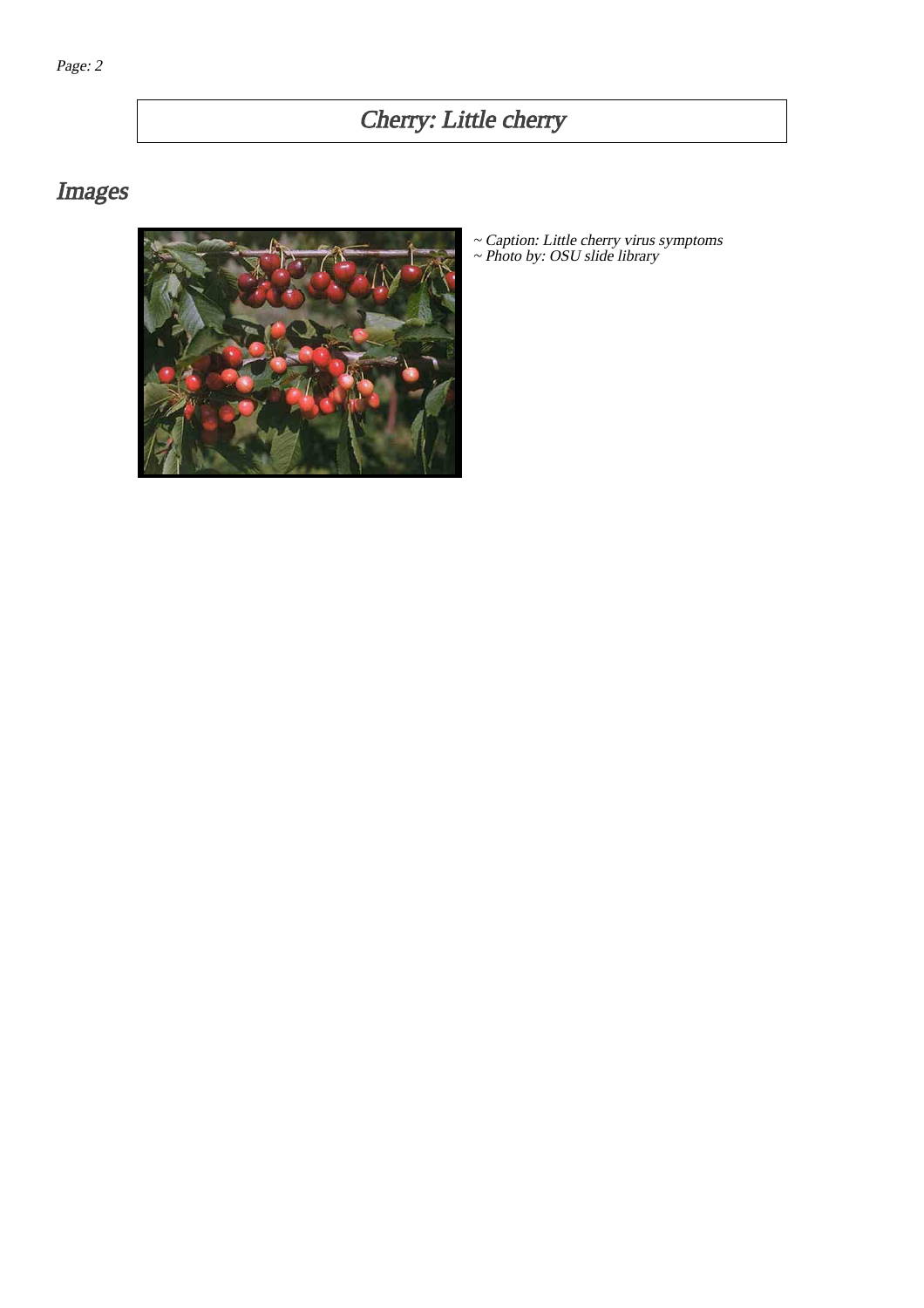# Cherry: Little cherry

## Images

~ Caption: Little cherry virus symptoms
~ Photo by: OSU slide library